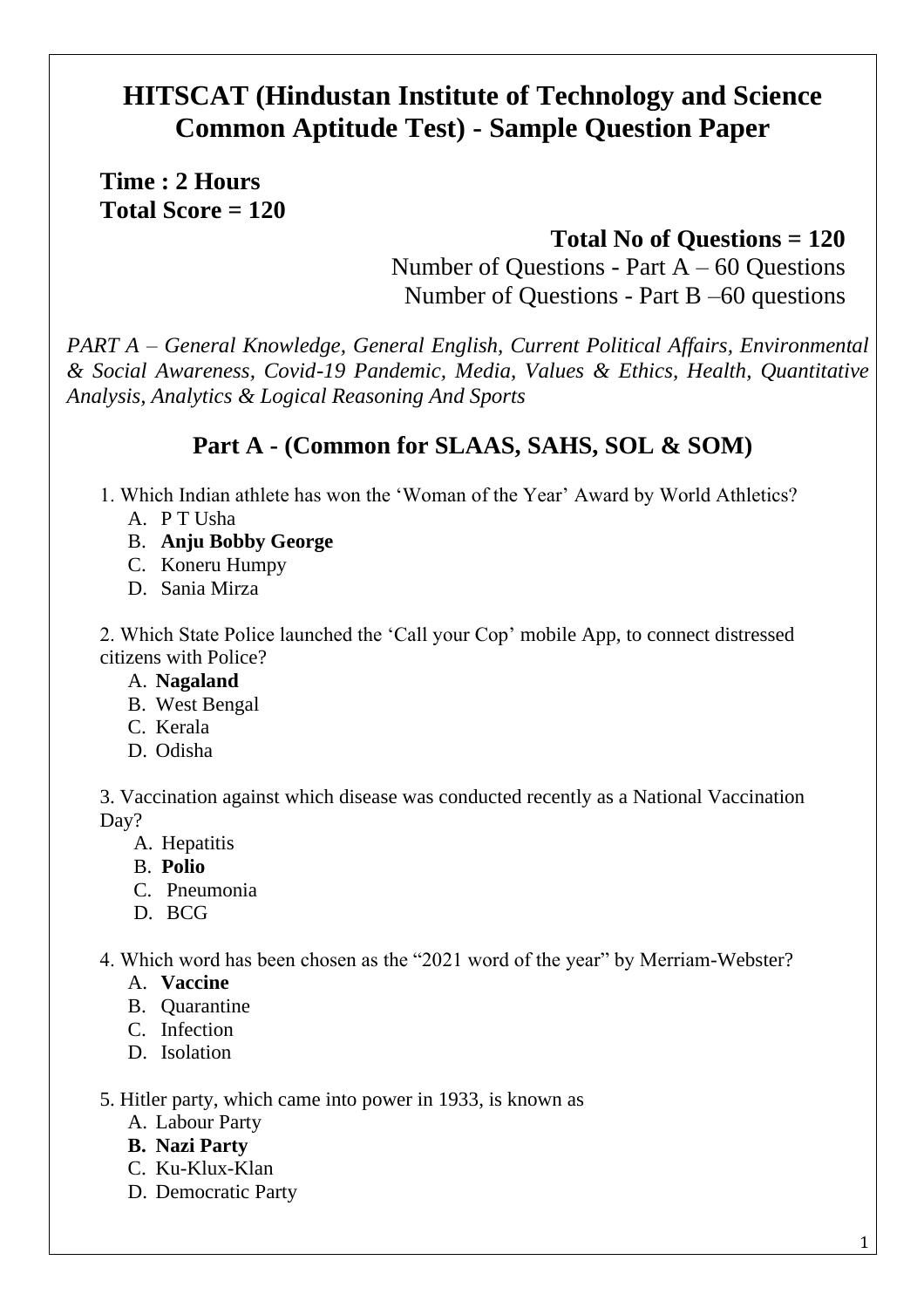# HITSCAT (Hindustan Institute of Technology and Science Common Aptitude Test) - Sample Question Paper

**Time : 2 Hours**
**Total Score = 120**

**Total No of Questions = 120**
Number of Questions - Part A – 60 Questions
Number of Questions - Part B –60 questions

*PART A – General Knowledge, General English, Current Political Affairs, Environmental & Social Awareness, Covid-19 Pandemic, Media, Values & Ethics, Health, Quantitative Analysis, Analytics & Logical Reasoning And Sports*

## Part A - (Common for SLAAS, SAHS, SOL & SOM)

1. Which Indian athlete has won the 'Woman of the Year' Award by World Athletics?
   - A. P T Usha
   - B. **Anju Bobby George**
   - C. Koneru Humpy
   - D. Sania Mirza

2. Which State Police launched the 'Call your Cop' mobile App, to connect distressed citizens with Police?
   - A. **Nagaland**
   - B. West Bengal
   - C. Kerala
   - D. Odisha

3. Vaccination against which disease was conducted recently as a National Vaccination Day?
   - A. Hepatitis
   - B. **Polio**
   - C. Pneumonia
   - D. BCG

4. Which word has been chosen as the "2021 word of the year" by Merriam-Webster?
   - A. **Vaccine**
   - B. Quarantine
   - C. Infection
   - D. Isolation

5. Hitler party, which came into power in 1933, is known as
   - A. Labour Party
   - **B. Nazi Party**
   - C. Ku-Klux-Klan
   - D. Democratic Party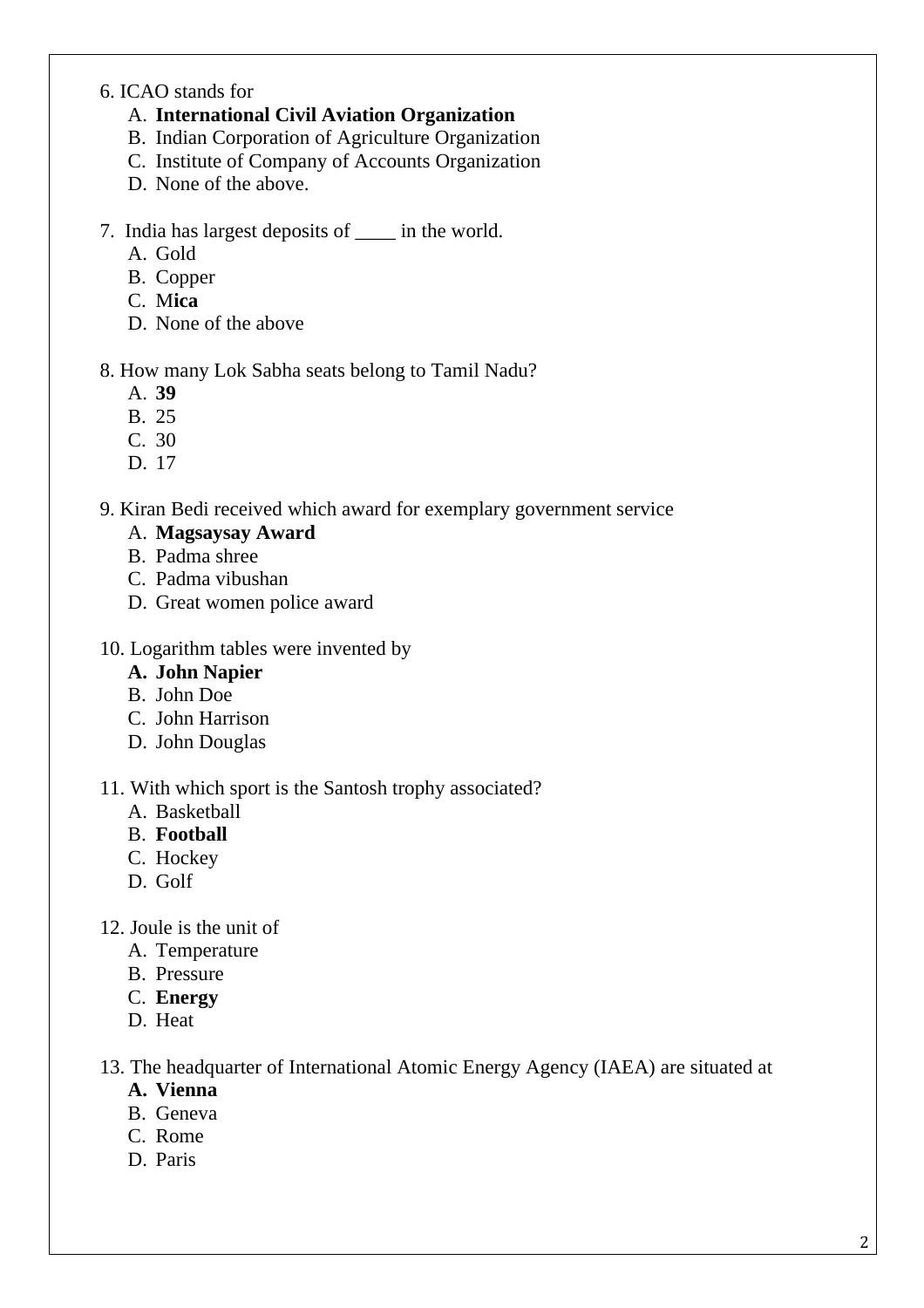6. ICAO stands for

A. **International Civil Aviation Organization**
B. Indian Corporation of Agriculture Organization
C. Institute of Company of Accounts Organization
D. None of the above.

7. India has largest deposits of ____ in the world.

A. Gold
B. Copper
C. M**ica**
D. None of the above

8. How many Lok Sabha seats belong to Tamil Nadu?

A. **39**
B. 25
C. 30
D. 17

9. Kiran Bedi received which award for exemplary government service

A. **Magsaysay Award**
B. Padma shree
C. Padma vibushan
D. Great women police award

10. Logarithm tables were invented by

**A. John Napier**
B. John Doe
C. John Harrison
D. John Douglas

11. With which sport is the Santosh trophy associated?

A. Basketball
B. **Football**
C. Hockey
D. Golf

12. Joule is the unit of

A. Temperature
B. Pressure
C. **Energy**
D. Heat

13. The headquarter of International Atomic Energy Agency (IAEA) are situated at

**A. Vienna**
B. Geneva
C. Rome
D. Paris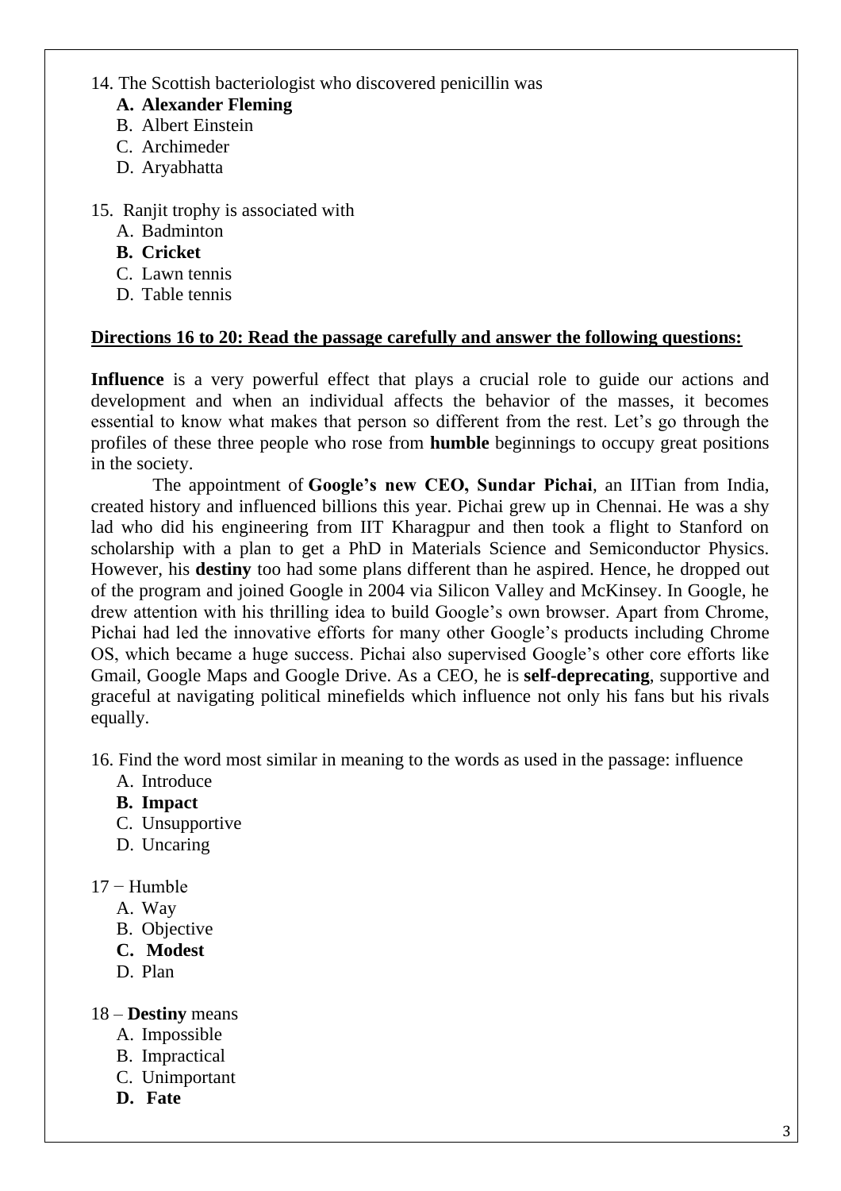14. The Scottish bacteriologist who discovered penicillin was

   **A. Alexander Fleming**
   B. Albert Einstein
   C. Archimeder
   D. Aryabhatta

15. Ranjit trophy is associated with

   A. Badminton
   **B. Cricket**
   C. Lawn tennis
   D. Table tennis

**Directions 16 to 20: Read the passage carefully and answer the following questions:**

**Influence** is a very powerful effect that plays a crucial role to guide our actions and development and when an individual affects the behavior of the masses, it becomes essential to know what makes that person so different from the rest. Let's go through the profiles of these three people who rose from **humble** beginnings to occupy great positions in the society.

The appointment of **Google's new CEO, Sundar Pichai**, an IITian from India, created history and influenced billions this year. Pichai grew up in Chennai. He was a shy lad who did his engineering from IIT Kharagpur and then took a flight to Stanford on scholarship with a plan to get a PhD in Materials Science and Semiconductor Physics. However, his **destiny** too had some plans different than he aspired. Hence, he dropped out of the program and joined Google in 2004 via Silicon Valley and McKinsey. In Google, he drew attention with his thrilling idea to build Google's own browser. Apart from Chrome, Pichai had led the innovative efforts for many other Google's products including Chrome OS, which became a huge success. Pichai also supervised Google's other core efforts like Gmail, Google Maps and Google Drive. As a CEO, he is **self-deprecating**, supportive and graceful at navigating political minefields which influence not only his fans but his rivals equally.

16. Find the word most similar in meaning to the words as used in the passage: influence

   A. Introduce
   **B. Impact**
   C. Unsupportive
   D. Uncaring

17 − Humble

   A. Way
   B. Objective
   **C. Modest**
   D. Plan

18 – **Destiny** means

   A. Impossible
   B. Impractical
   C. Unimportant
   **D. Fate**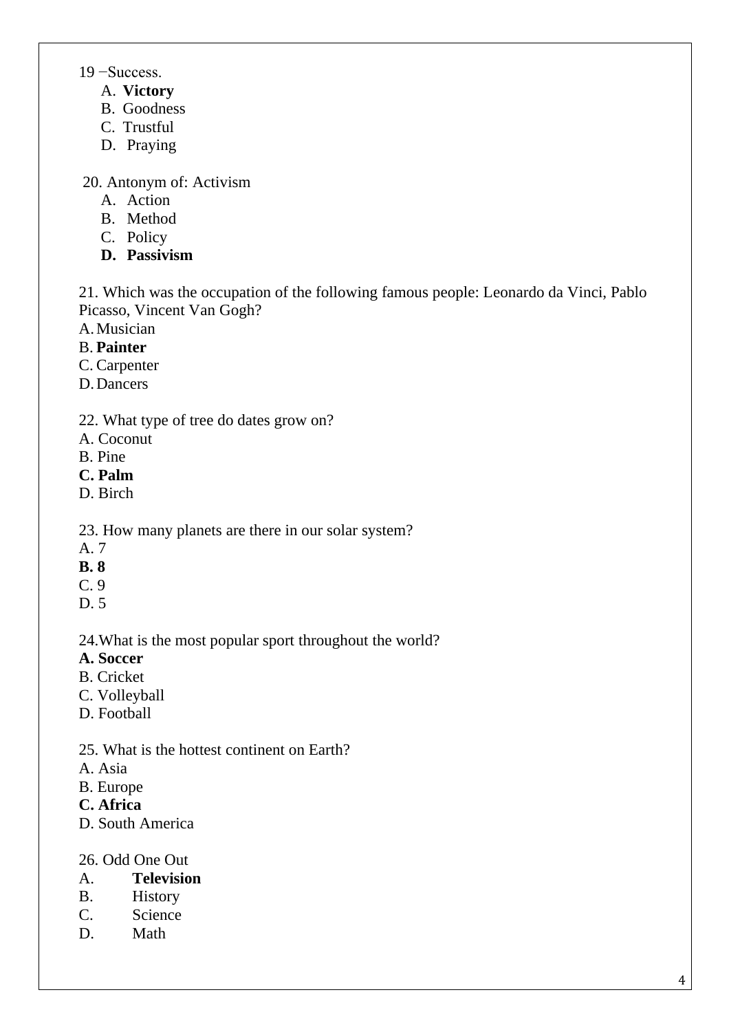19 −Success.

A. **Victory**
B. Goodness
C. Trustful
D. Praying

20. Antonym of: Activism

A. Action
B. Method
C. Policy
**D. Passivism**

21. Which was the occupation of the following famous people: Leonardo da Vinci, Pablo Picasso, Vincent Van Gogh?

A. Musician
B. **Painter**
C. Carpenter
D. Dancers

22. What type of tree do dates grow on?

A. Coconut
B. Pine
**C. Palm**
D. Birch

23. How many planets are there in our solar system?

A. 7
**B. 8**
C. 9
D. 5

24.What is the most popular sport throughout the world?

**A. Soccer**
B. Cricket
C. Volleyball
D. Football

25. What is the hottest continent on Earth?

A. Asia
B. Europe
**C. Africa**
D. South America

26. Odd One Out

A. **Television**
B. History
C. Science
D. Math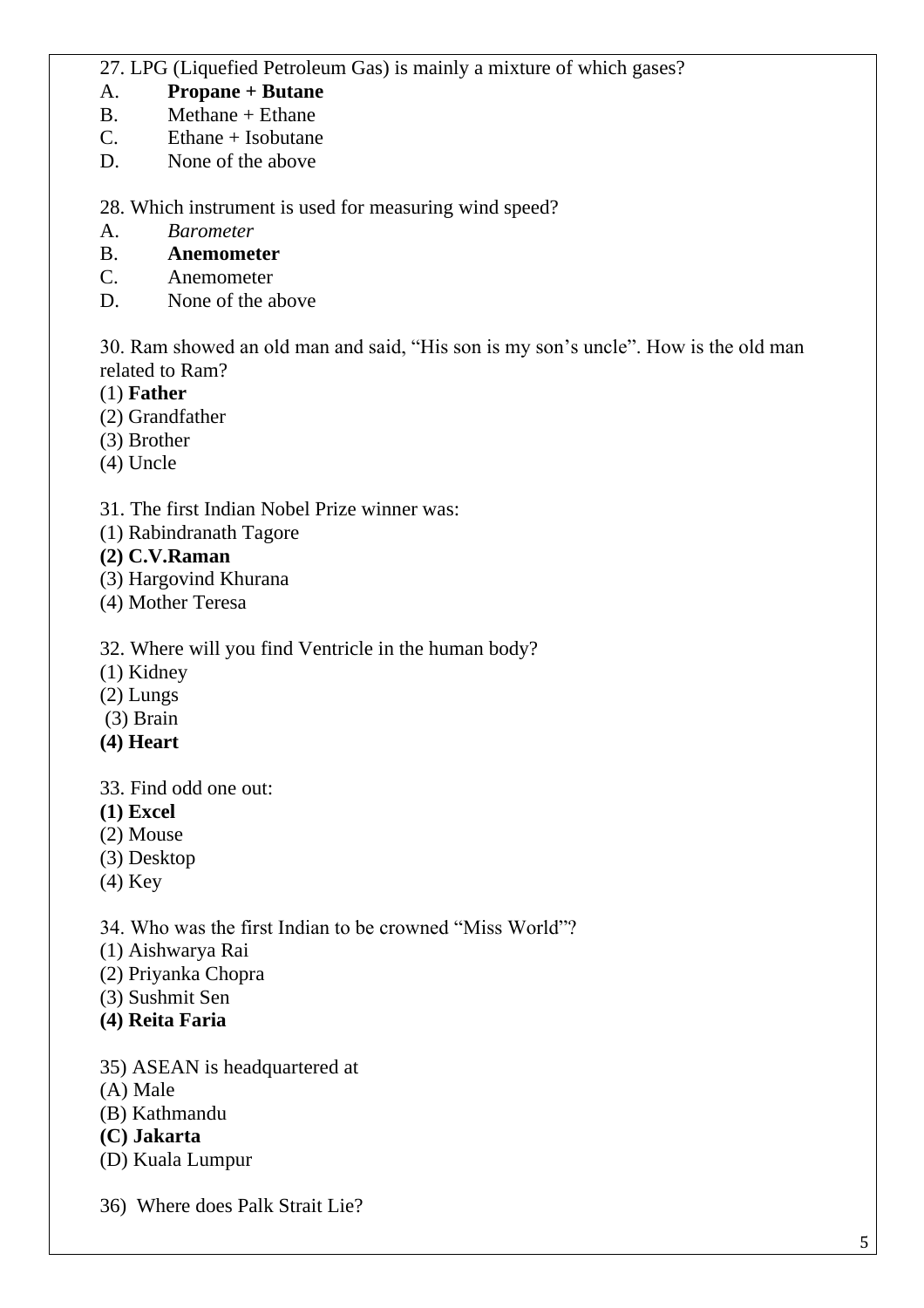27. LPG (Liquefied Petroleum Gas) is mainly a mixture of which gases?

A. **Propane + Butane**
B. Methane + Ethane
C. Ethane + Isobutane
D. None of the above

28. Which instrument is used for measuring wind speed?

A. *Barometer*
B. **Anemometer**
C. Anemometer
D. None of the above

30. Ram showed an old man and said, “His son is my son’s uncle”. How is the old man related to Ram?

(1) **Father**
(2) Grandfather
(3) Brother
(4) Uncle

31. The first Indian Nobel Prize winner was:

(1) Rabindranath Tagore
**(2) C.V.Raman**
(3) Hargovind Khurana
(4) Mother Teresa

32. Where will you find Ventricle in the human body?

(1) Kidney
(2) Lungs
(3) Brain
**(4) Heart**

33. Find odd one out:

**(1) Excel**
(2) Mouse
(3) Desktop
(4) Key

34. Who was the first Indian to be crowned “Miss World”?

(1) Aishwarya Rai
(2) Priyanka Chopra
(3) Sushmit Sen
**(4) Reita Faria**

35) ASEAN is headquartered at

(A) Male
(B) Kathmandu
**(C) Jakarta**
(D) Kuala Lumpur

36) Where does Palk Strait Lie?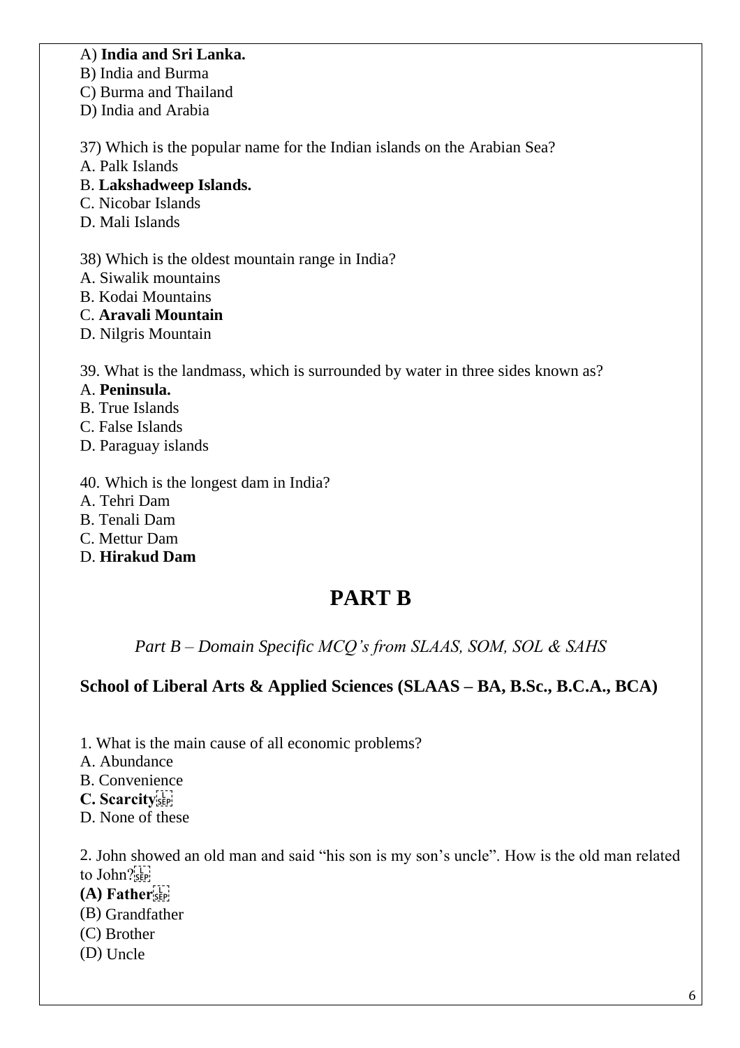A) **India and Sri Lanka.**
B) India and Burma
C) Burma and Thailand
D) India and Arabia

37) Which is the popular name for the Indian islands on the Arabian Sea?
A. Palk Islands
B. **Lakshadweep Islands.**
C. Nicobar Islands
D. Mali Islands

38) Which is the oldest mountain range in India?
A. Siwalik mountains
B. Kodai Mountains
C. **Aravali Mountain**
D. Nilgris Mountain

39. What is the landmass, which is surrounded by water in three sides known as?
A. **Peninsula.**
B. True Islands
C. False Islands
D. Paraguay islands

40. Which is the longest dam in India?
A. Tehri Dam
B. Tenali Dam
C. Mettur Dam
D. **Hirakud Dam**

# PART B

*Part B – Domain Specific MCQ's from SLAAS, SOM, SOL & SAHS*

## School of Liberal Arts & Applied Sciences (SLAAS – BA, B.Sc., B.C.A., BCA)

1. What is the main cause of all economic problems?
A. Abundance
B. Convenience
**C. Scarcity**
D. None of these

2. John showed an old man and said "his son is my son's uncle". How is the old man related to John?
**(A) Father**
(B) Grandfather
(C) Brother
(D) Uncle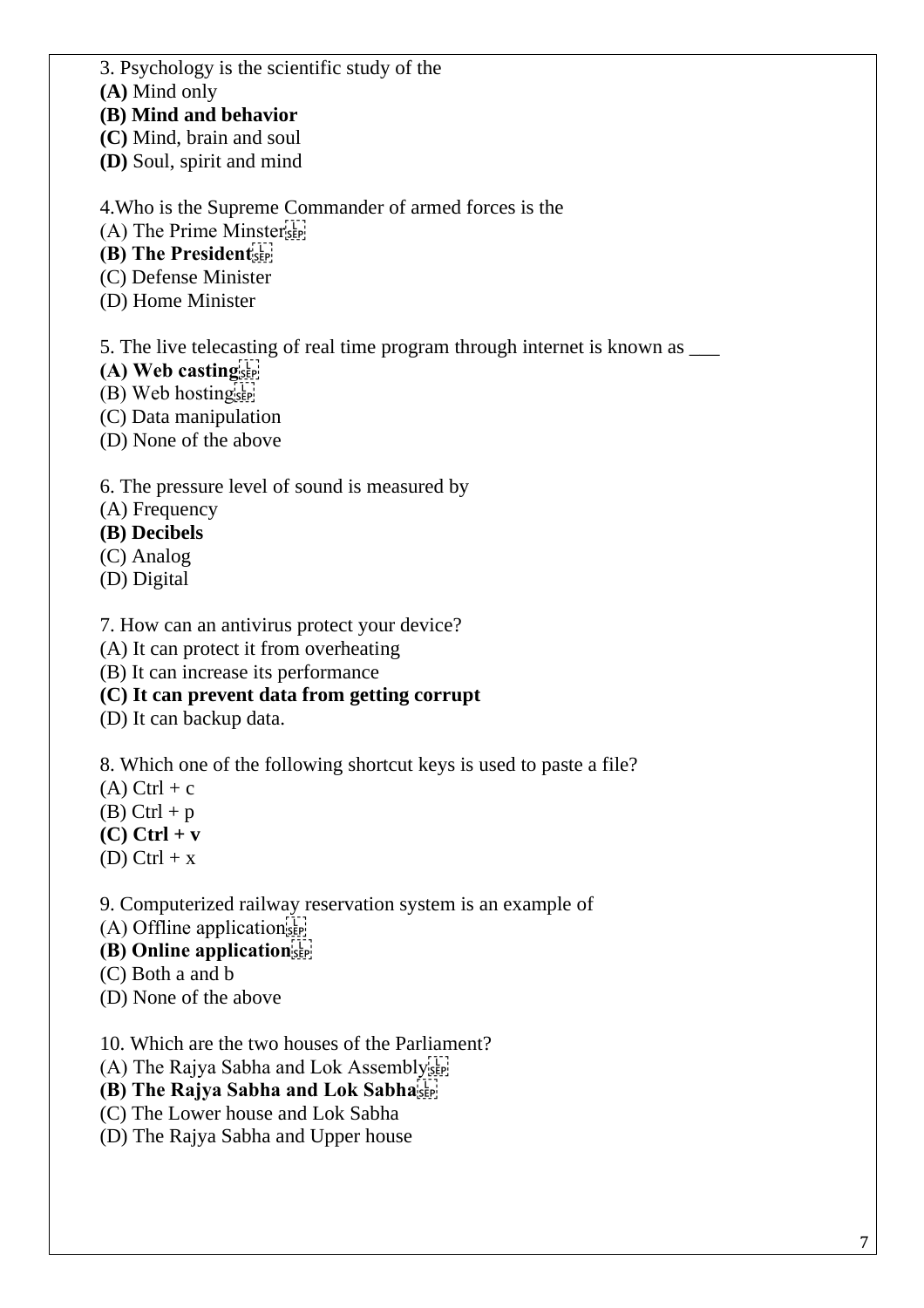3. Psychology is the scientific study of the
**(A)** Mind only
**(B) Mind and behavior**
**(C)** Mind, brain and soul
**(D)** Soul, spirit and mind

4.Who is the Supreme Commander of armed forces is the
(A) The Prime Minster
**(B) The President**
(C) Defense Minister
(D) Home Minister

5. The live telecasting of real time program through internet is known as ___
**(A) Web casting**
(B) Web hosting
(C) Data manipulation
(D) None of the above

6. The pressure level of sound is measured by
(A) Frequency
**(B) Decibels**
(C) Analog
(D) Digital

7. How can an antivirus protect your device?
(A) It can protect it from overheating
(B) It can increase its performance
**(C) It can prevent data from getting corrupt**
(D) It can backup data.

8. Which one of the following shortcut keys is used to paste a file?
(A) Ctrl + c
(B) Ctrl + p
**(C) Ctrl + v**
(D) Ctrl + x

9. Computerized railway reservation system is an example of
(A) Offline application
**(B) Online application**
(C) Both a and b
(D) None of the above

10. Which are the two houses of the Parliament?
(A) The Rajya Sabha and Lok Assembly
**(B) The Rajya Sabha and Lok Sabha**
(C) The Lower house and Lok Sabha
(D) The Rajya Sabha and Upper house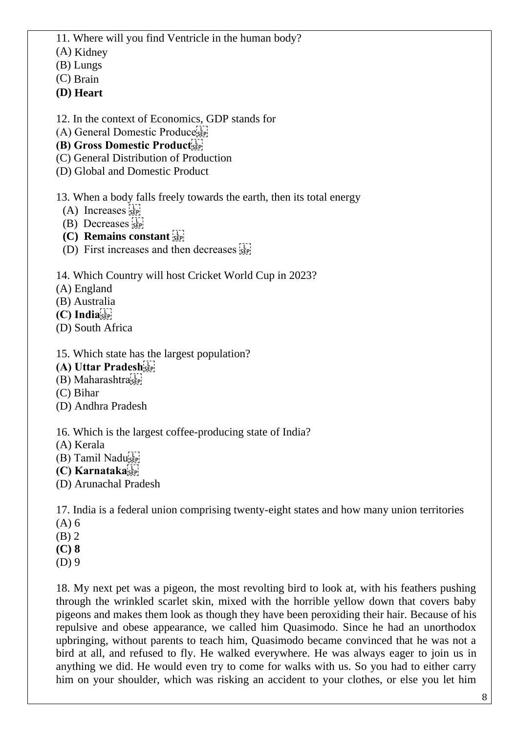11. Where will you find Ventricle in the human body?

(A) Kidney

(B) Lungs

(C) Brain

**(D) Heart**

12. In the context of Economics, GDP stands for

(A) General Domestic Produce

**(B) Gross Domestic Product**

(C) General Distribution of Production

(D) Global and Domestic Product

13. When a body falls freely towards the earth, then its total energy

(A) Increases

(B) Decreases

**(C) Remains constant**

(D) First increases and then decreases

14. Which Country will host Cricket World Cup in 2023?

(A) England

(B) Australia

**(C) India**

(D) South Africa

15. Which state has the largest population?

**(A) Uttar Pradesh**

(B) Maharashtra

(C) Bihar

(D) Andhra Pradesh

16. Which is the largest coffee-producing state of India?

(A) Kerala

(B) Tamil Nadu

**(C) Karnataka**

(D) Arunachal Pradesh

17. India is a federal union comprising twenty-eight states and how many union territories

(A) 6

(B) 2

**(C) 8**

(D) 9

18. My next pet was a pigeon, the most revolting bird to look at, with his feathers pushing through the wrinkled scarlet skin, mixed with the horrible yellow down that covers baby pigeons and makes them look as though they have been peroxiding their hair. Because of his repulsive and obese appearance, we called him Quasimodo. Since he had an unorthodox upbringing, without parents to teach him, Quasimodo became convinced that he was not a bird at all, and refused to fly. He walked everywhere. He was always eager to join us in anything we did. He would even try to come for walks with us. So you had to either carry him on your shoulder, which was risking an accident to your clothes, or else you let him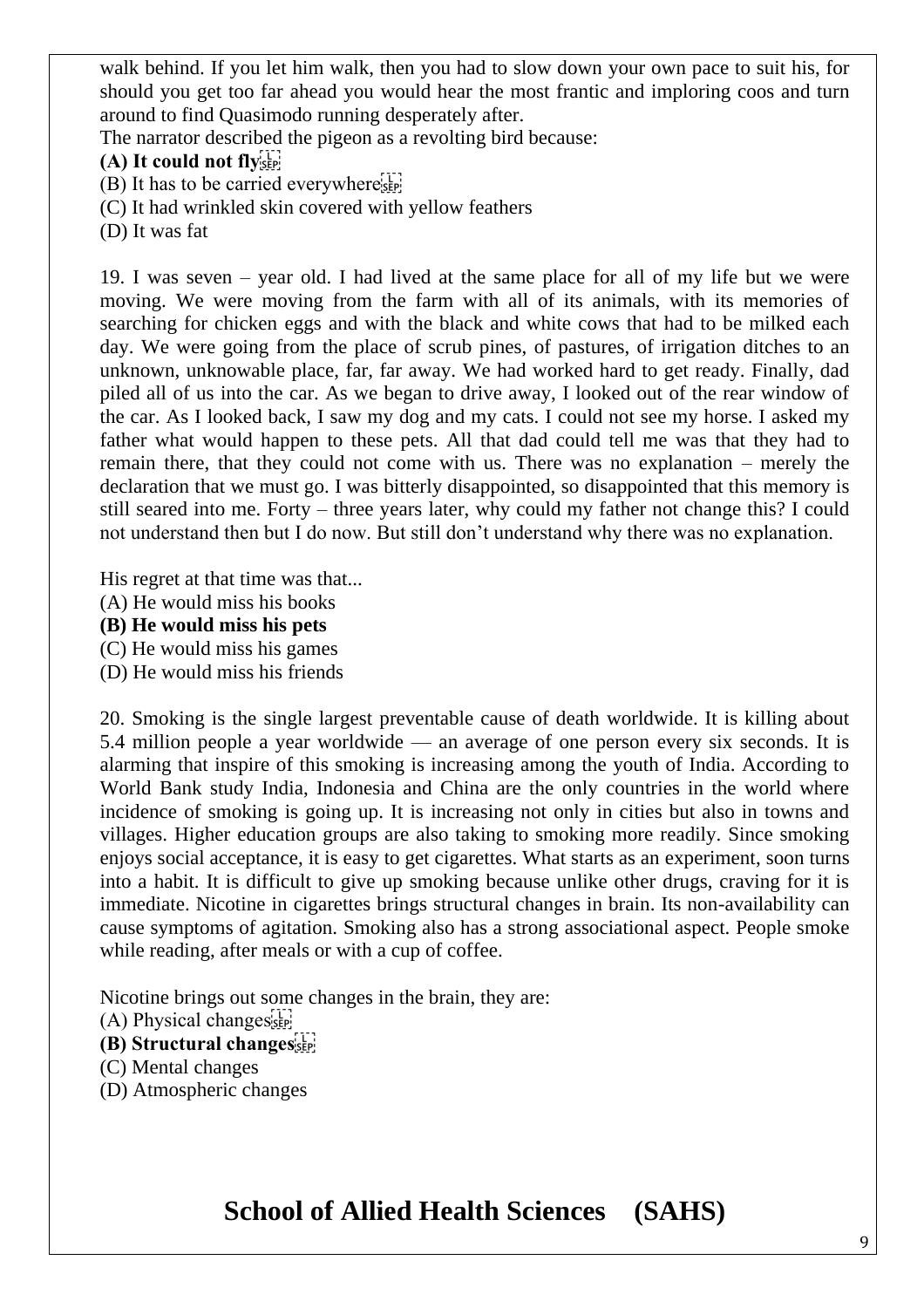walk behind. If you let him walk, then you had to slow down your own pace to suit his, for should you get too far ahead you would hear the most frantic and imploring coos and turn around to find Quasimodo running desperately after.

The narrator described the pigeon as a revolting bird because:

**(A) It could not fly**
(B) It has to be carried everywhere
(C) It had wrinkled skin covered with yellow feathers
(D) It was fat

19. I was seven – year old. I had lived at the same place for all of my life but we were moving. We were moving from the farm with all of its animals, with its memories of searching for chicken eggs and with the black and white cows that had to be milked each day. We were going from the place of scrub pines, of pastures, of irrigation ditches to an unknown, unknowable place, far, far away. We had worked hard to get ready. Finally, dad piled all of us into the car. As we began to drive away, I looked out of the rear window of the car. As I looked back, I saw my dog and my cats. I could not see my horse. I asked my father what would happen to these pets. All that dad could tell me was that they had to remain there, that they could not come with us. There was no explanation – merely the declaration that we must go. I was bitterly disappointed, so disappointed that this memory is still seared into me. Forty – three years later, why could my father not change this? I could not understand then but I do now. But still don't understand why there was no explanation.

His regret at that time was that...

(A) He would miss his books
**(B) He would miss his pets**
(C) He would miss his games
(D) He would miss his friends

20. Smoking is the single largest preventable cause of death worldwide. It is killing about 5.4 million people a year worldwide — an average of one person every six seconds. It is alarming that inspire of this smoking is increasing among the youth of India. According to World Bank study India, Indonesia and China are the only countries in the world where incidence of smoking is going up. It is increasing not only in cities but also in towns and villages. Higher education groups are also taking to smoking more readily. Since smoking enjoys social acceptance, it is easy to get cigarettes. What starts as an experiment, soon turns into a habit. It is difficult to give up smoking because unlike other drugs, craving for it is immediate. Nicotine in cigarettes brings structural changes in brain. Its non-availability can cause symptoms of agitation. Smoking also has a strong associational aspect. People smoke while reading, after meals or with a cup of coffee.

Nicotine brings out some changes in the brain, they are:

(A) Physical changes
**(B) Structural changes**
(C) Mental changes
(D) Atmospheric changes

# School of Allied Health Sciences (SAHS)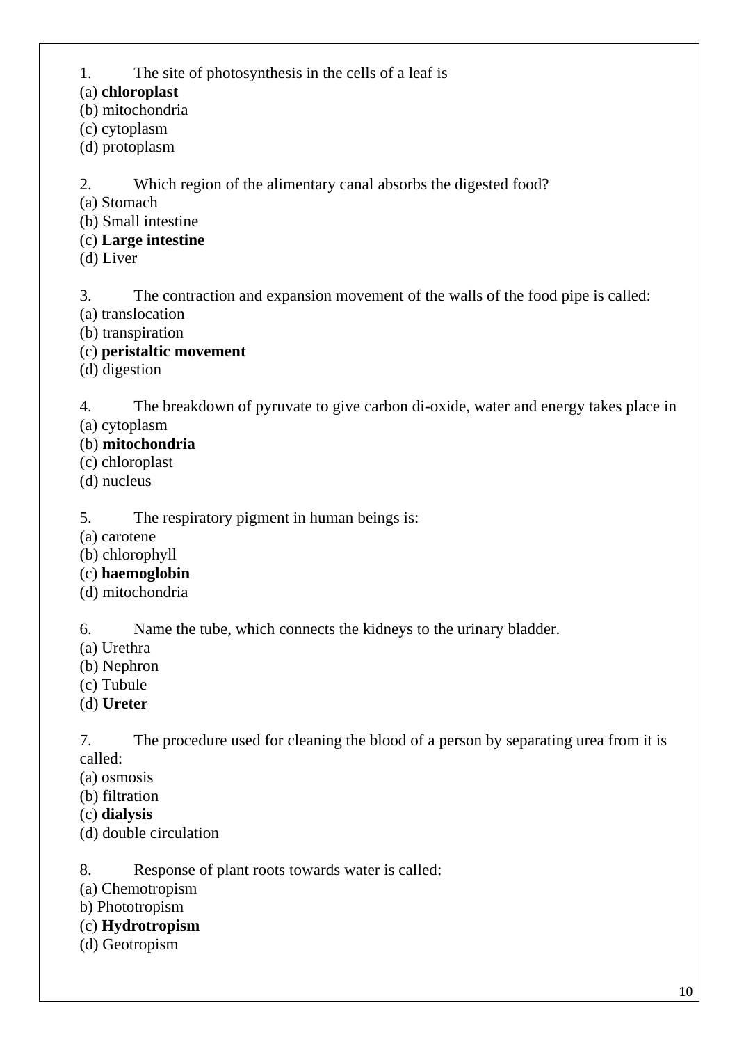1. The site of photosynthesis in the cells of a leaf is
(a) **chloroplast**
(b) mitochondria
(c) cytoplasm
(d) protoplasm

2. Which region of the alimentary canal absorbs the digested food?
(a) Stomach
(b) Small intestine
(c) **Large intestine**
(d) Liver

3. The contraction and expansion movement of the walls of the food pipe is called:
(a) translocation
(b) transpiration
(c) **peristaltic movement**
(d) digestion

4. The breakdown of pyruvate to give carbon di-oxide, water and energy takes place in
(a) cytoplasm
(b) **mitochondria**
(c) chloroplast
(d) nucleus

5. The respiratory pigment in human beings is:
(a) carotene
(b) chlorophyll
(c) **haemoglobin**
(d) mitochondria

6. Name the tube, which connects the kidneys to the urinary bladder.
(a) Urethra
(b) Nephron
(c) Tubule
(d) **Ureter**

7. The procedure used for cleaning the blood of a person by separating urea from it is called:
(a) osmosis
(b) filtration
(c) **dialysis**
(d) double circulation

8. Response of plant roots towards water is called:
(a) Chemotropism
b) Phototropism
(c) **Hydrotropism**
(d) Geotropism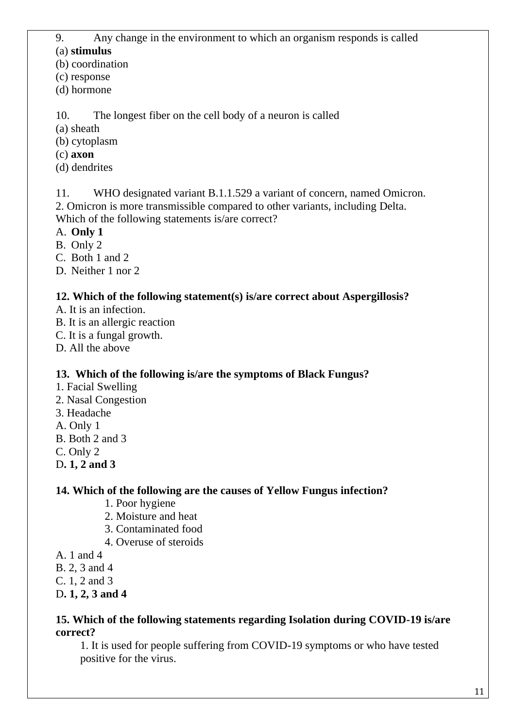9. Any change in the environment to which an organism responds is called

(a) **stimulus**

(b) coordination

(c) response

(d) hormone

10. The longest fiber on the cell body of a neuron is called

(a) sheath

(b) cytoplasm

(c) **axon**

(d) dendrites

11. WHO designated variant B.1.1.529 a variant of concern, named Omicron.

2. Omicron is more transmissible compared to other variants, including Delta.

Which of the following statements is/are correct?

A. **Only 1**

B. Only 2

C. Both 1 and 2

D. Neither 1 nor 2

**12. Which of the following statement(s) is/are correct about Aspergillosis?**

A. It is an infection.

B. It is an allergic reaction

C. It is a fungal growth.

D. All the above

**13. Which of the following is/are the symptoms of Black Fungus?**

1. Facial Swelling
2. Nasal Congestion
3. Headache

A. Only 1

B. Both 2 and 3

C. Only 2

D**. 1, 2 and 3**

**14. Which of the following are the causes of Yellow Fungus infection?**

1. Poor hygiene
2. Moisture and heat
3. Contaminated food
4. Overuse of steroids

A. 1 and 4

B. 2, 3 and 4

C. 1, 2 and 3

D**. 1, 2, 3 and 4**

**15. Which of the following statements regarding Isolation during COVID-19 is/are correct?**

1. It is used for people suffering from COVID-19 symptoms or who have tested positive for the virus.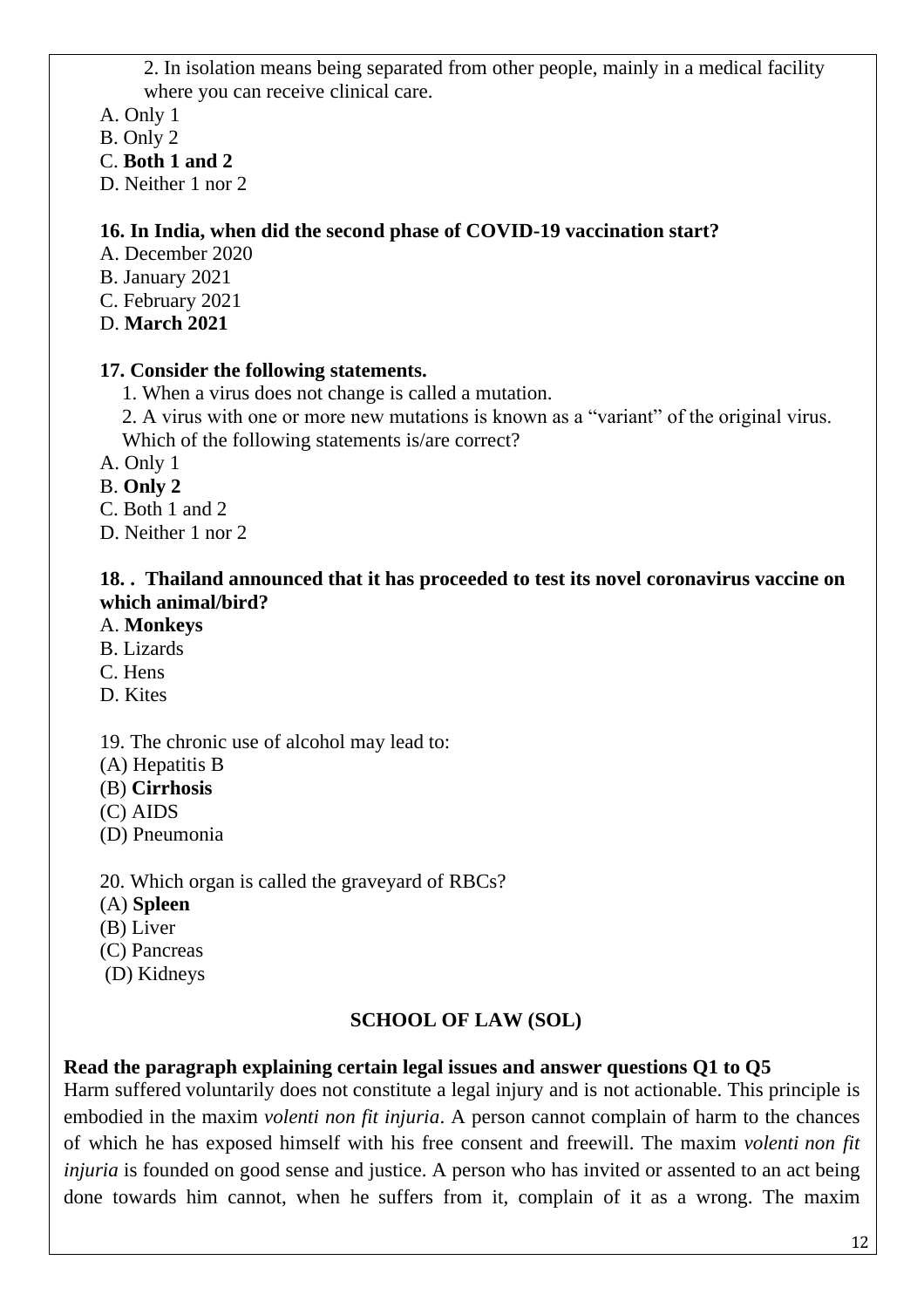2. In isolation means being separated from other people, mainly in a medical facility where you can receive clinical care.

A. Only 1

B. Only 2

C. **Both 1 and 2**

D. Neither 1 nor 2

**16. In India, when did the second phase of COVID-19 vaccination start?**

A. December 2020

B. January 2021

C. February 2021

D. **March 2021**

**17. Consider the following statements.**

1. When a virus does not change is called a mutation.
2. A virus with one or more new mutations is known as a "variant" of the original virus.

Which of the following statements is/are correct?

A. Only 1

B. **Only 2**

C. Both 1 and 2

D. Neither 1 nor 2

**18. . Thailand announced that it has proceeded to test its novel coronavirus vaccine on which animal/bird?**

A. **Monkeys**

B. Lizards

C. Hens

D. Kites

19. The chronic use of alcohol may lead to:

(A) Hepatitis B

(B) **Cirrhosis**

(C) AIDS

(D) Pneumonia

20. Which organ is called the graveyard of RBCs?

(A) **Spleen**

(B) Liver

(C) Pancreas

(D) Kidneys

## SCHOOL OF LAW (SOL)

**Read the paragraph explaining certain legal issues and answer questions Q1 to Q5**

Harm suffered voluntarily does not constitute a legal injury and is not actionable. This principle is embodied in the maxim *volenti non fit injuria*. A person cannot complain of harm to the chances of which he has exposed himself with his free consent and freewill. The maxim *volenti non fit injuria* is founded on good sense and justice. A person who has invited or assented to an act being done towards him cannot, when he suffers from it, complain of it as a wrong. The maxim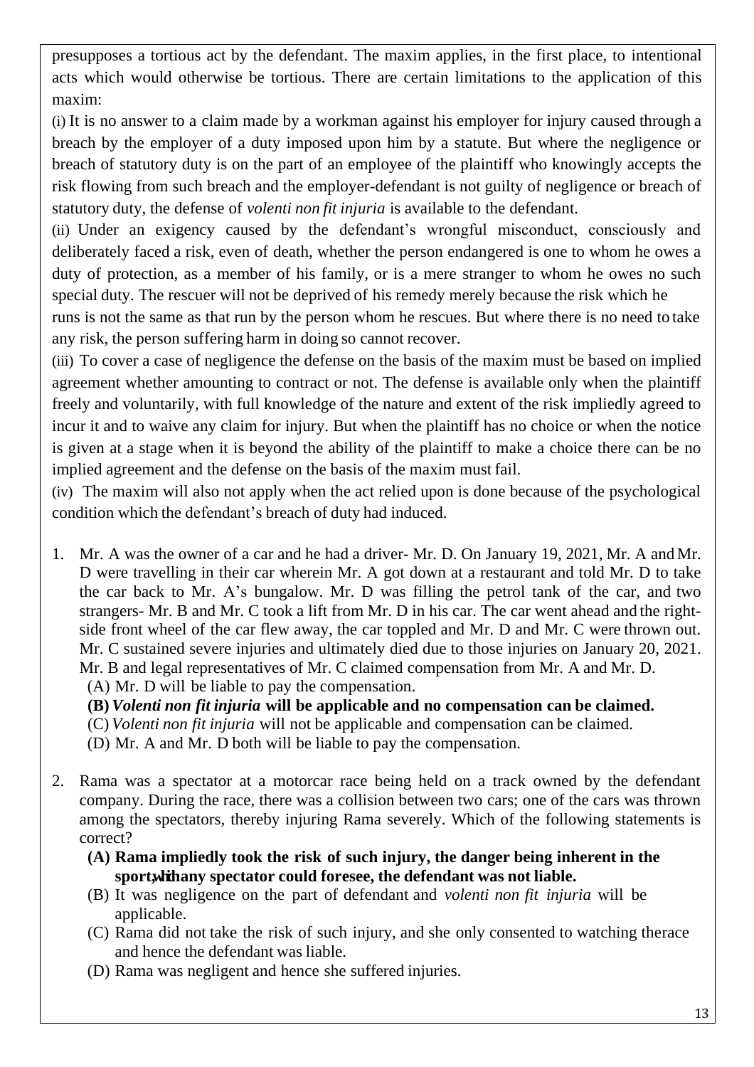presupposes a tortious act by the defendant. The maxim applies, in the first place, to intentional acts which would otherwise be tortious. There are certain limitations to the application of this maxim:

(i) It is no answer to a claim made by a workman against his employer for injury caused through a breach by the employer of a duty imposed upon him by a statute. But where the negligence or breach of statutory duty is on the part of an employee of the plaintiff who knowingly accepts the risk flowing from such breach and the employer-defendant is not guilty of negligence or breach of statutory duty, the defense of *volenti non fit injuria* is available to the defendant.

(ii) Under an exigency caused by the defendant's wrongful misconduct, consciously and deliberately faced a risk, even of death, whether the person endangered is one to whom he owes a duty of protection, as a member of his family, or is a mere stranger to whom he owes no such special duty. The rescuer will not be deprived of his remedy merely because the risk which he runs is not the same as that run by the person whom he rescues. But where there is no need to take any risk, the person suffering harm in doing so cannot recover.

(iii) To cover a case of negligence the defense on the basis of the maxim must be based on implied agreement whether amounting to contract or not. The defense is available only when the plaintiff freely and voluntarily, with full knowledge of the nature and extent of the risk impliedly agreed to incur it and to waive any claim for injury. But when the plaintiff has no choice or when the notice is given at a stage when it is beyond the ability of the plaintiff to make a choice there can be no implied agreement and the defense on the basis of the maxim must fail.

(iv) The maxim will also not apply when the act relied upon is done because of the psychological condition which the defendant's breach of duty had induced.

1. Mr. A was the owner of a car and he had a driver- Mr. D. On January 19, 2021, Mr. A and Mr. D were travelling in their car wherein Mr. A got down at a restaurant and told Mr. D to take the car back to Mr. A's bungalow. Mr. D was filling the petrol tank of the car, and two strangers- Mr. B and Mr. C took a lift from Mr. D in his car. The car went ahead and the right-side front wheel of the car flew away, the car toppled and Mr. D and Mr. C were thrown out. Mr. C sustained severe injuries and ultimately died due to those injuries on January 20, 2021. Mr. B and legal representatives of Mr. C claimed compensation from Mr. A and Mr. D.
   (A) Mr. D will be liable to pay the compensation.
   **(B) *Volenti non fit injuria* will be applicable and no compensation can be claimed.**
   (C) *Volenti non fit injuria* will not be applicable and compensation can be claimed.
   (D) Mr. A and Mr. D both will be liable to pay the compensation.

2. Rama was a spectator at a motorcar race being held on a track owned by the defendant company. During the race, there was a collision between two cars; one of the cars was thrown among the spectators, thereby injuring Rama severely. Which of the following statements is correct?
   **(A) Rama impliedly took the risk of such injury, the danger being inherent in the sport, which any spectator could foresee, the defendant was not liable.**
   (B) It was negligence on the part of defendant and *volenti non fit injuria* will be applicable.
   (C) Rama did not take the risk of such injury, and she only consented to watching the race and hence the defendant was liable.
   (D) Rama was negligent and hence she suffered injuries.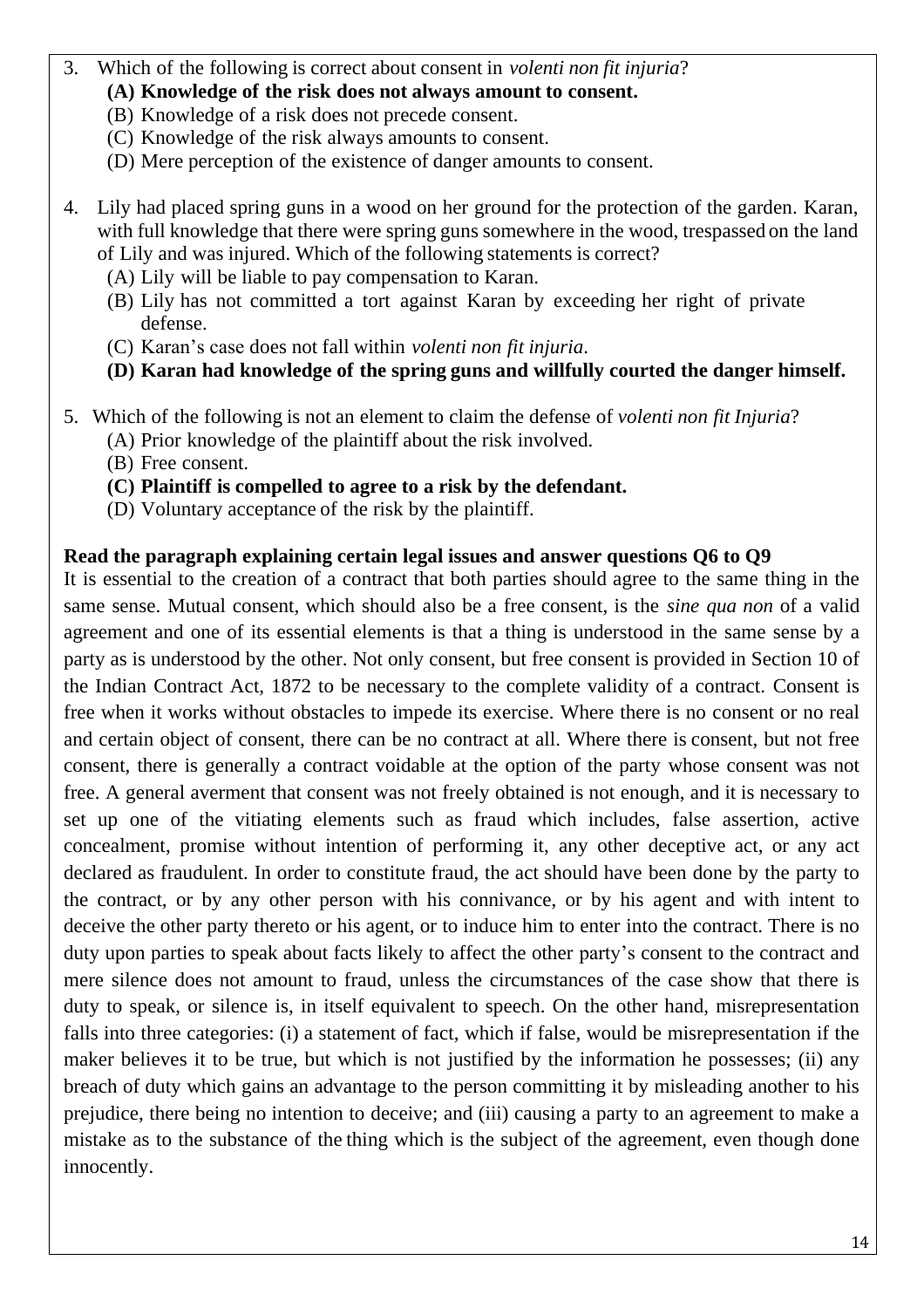3. Which of the following is correct about consent in *volenti non fit injuria*?
   **(A) Knowledge of the risk does not always amount to consent.**
   (B) Knowledge of a risk does not precede consent.
   (C) Knowledge of the risk always amounts to consent.
   (D) Mere perception of the existence of danger amounts to consent.

4. Lily had placed spring guns in a wood on her ground for the protection of the garden. Karan, with full knowledge that there were spring guns somewhere in the wood, trespassed on the land of Lily and was injured. Which of the following statements is correct?
   (A) Lily will be liable to pay compensation to Karan.
   (B) Lily has not committed a tort against Karan by exceeding her right of private defense.
   (C) Karan's case does not fall within *volenti non fit injuria*.
   **(D) Karan had knowledge of the spring guns and willfully courted the danger himself.**

5. Which of the following is not an element to claim the defense of *volenti non fit Injuria*?
   (A) Prior knowledge of the plaintiff about the risk involved.
   (B) Free consent.
   **(C) Plaintiff is compelled to agree to a risk by the defendant.**
   (D) Voluntary acceptance of the risk by the plaintiff.

**Read the paragraph explaining certain legal issues and answer questions Q6 to Q9**

It is essential to the creation of a contract that both parties should agree to the same thing in the same sense. Mutual consent, which should also be a free consent, is the *sine qua non* of a valid agreement and one of its essential elements is that a thing is understood in the same sense by a party as is understood by the other. Not only consent, but free consent is provided in Section 10 of the Indian Contract Act, 1872 to be necessary to the complete validity of a contract. Consent is free when it works without obstacles to impede its exercise. Where there is no consent or no real and certain object of consent, there can be no contract at all. Where there is consent, but not free consent, there is generally a contract voidable at the option of the party whose consent was not free. A general averment that consent was not freely obtained is not enough, and it is necessary to set up one of the vitiating elements such as fraud which includes, false assertion, active concealment, promise without intention of performing it, any other deceptive act, or any act declared as fraudulent. In order to constitute fraud, the act should have been done by the party to the contract, or by any other person with his connivance, or by his agent and with intent to deceive the other party thereto or his agent, or to induce him to enter into the contract. There is no duty upon parties to speak about facts likely to affect the other party's consent to the contract and mere silence does not amount to fraud, unless the circumstances of the case show that there is duty to speak, or silence is, in itself equivalent to speech. On the other hand, misrepresentation falls into three categories: (i) a statement of fact, which if false, would be misrepresentation if the maker believes it to be true, but which is not justified by the information he possesses; (ii) any breach of duty which gains an advantage to the person committing it by misleading another to his prejudice, there being no intention to deceive; and (iii) causing a party to an agreement to make a mistake as to the substance of the thing which is the subject of the agreement, even though done innocently.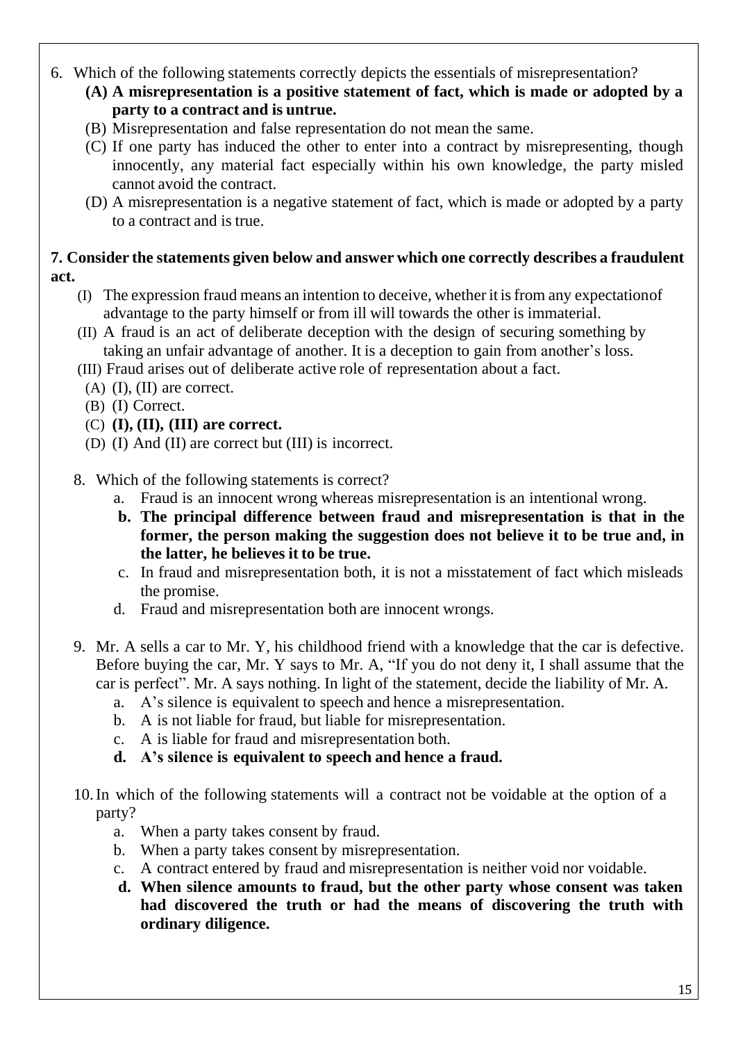6. Which of the following statements correctly depicts the essentials of misrepresentation?
    **(A) A misrepresentation is a positive statement of fact, which is made or adopted by a party to a contract and is untrue.**
    (B) Misrepresentation and false representation do not mean the same.
    (C) If one party has induced the other to enter into a contract by misrepresenting, though innocently, any material fact especially within his own knowledge, the party misled cannot avoid the contract.
    (D) A misrepresentation is a negative statement of fact, which is made or adopted by a party to a contract and is true.

**7. Consider the statements given below and answer which one correctly describes a fraudulent act.**

(I) The expression fraud means an intention to deceive, whether it is from any expectationof advantage to the party himself or from ill will towards the other is immaterial.
(II) A fraud is an act of deliberate deception with the design of securing something by taking an unfair advantage of another. It is a deception to gain from another's loss.
(III) Fraud arises out of deliberate active role of representation about a fact.

(A) (I), (II) are correct.
(B) (I) Correct.
(C) **(I), (II), (III) are correct.**
(D) (I) And (II) are correct but (III) is incorrect.

8. Which of the following statements is correct?
    a. Fraud is an innocent wrong whereas misrepresentation is an intentional wrong.
    **b. The principal difference between fraud and misrepresentation is that in the former, the person making the suggestion does not believe it to be true and, in the latter, he believes it to be true.**
    c. In fraud and misrepresentation both, it is not a misstatement of fact which misleads the promise.
    d. Fraud and misrepresentation both are innocent wrongs.

9. Mr. A sells a car to Mr. Y, his childhood friend with a knowledge that the car is defective. Before buying the car, Mr. Y says to Mr. A, "If you do not deny it, I shall assume that the car is perfect". Mr. A says nothing. In light of the statement, decide the liability of Mr. A.
    a. A's silence is equivalent to speech and hence a misrepresentation.
    b. A is not liable for fraud, but liable for misrepresentation.
    c. A is liable for fraud and misrepresentation both.
    **d. A's silence is equivalent to speech and hence a fraud.**

10. In which of the following statements will a contract not be voidable at the option of a party?
    a. When a party takes consent by fraud.
    b. When a party takes consent by misrepresentation.
    c. A contract entered by fraud and misrepresentation is neither void nor voidable.
    **d. When silence amounts to fraud, but the other party whose consent was taken had discovered the truth or had the means of discovering the truth with ordinary diligence.**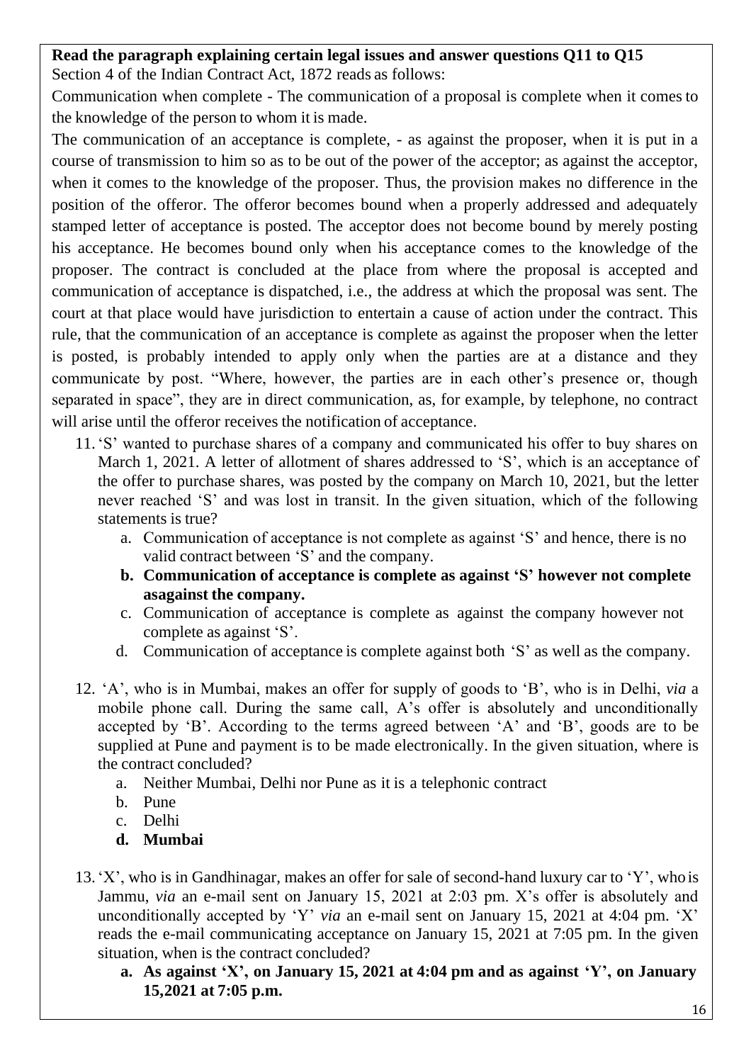**Read the paragraph explaining certain legal issues and answer questions Q11 to Q15**

Section 4 of the Indian Contract Act, 1872 reads as follows:

Communication when complete - The communication of a proposal is complete when it comes to the knowledge of the person to whom it is made.

The communication of an acceptance is complete, - as against the proposer, when it is put in a course of transmission to him so as to be out of the power of the acceptor; as against the acceptor, when it comes to the knowledge of the proposer. Thus, the provision makes no difference in the position of the offeror. The offeror becomes bound when a properly addressed and adequately stamped letter of acceptance is posted. The acceptor does not become bound by merely posting his acceptance. He becomes bound only when his acceptance comes to the knowledge of the proposer. The contract is concluded at the place from where the proposal is accepted and communication of acceptance is dispatched, i.e., the address at which the proposal was sent. The court at that place would have jurisdiction to entertain a cause of action under the contract. This rule, that the communication of an acceptance is complete as against the proposer when the letter is posted, is probably intended to apply only when the parties are at a distance and they communicate by post. "Where, however, the parties are in each other's presence or, though separated in space", they are in direct communication, as, for example, by telephone, no contract will arise until the offeror receives the notification of acceptance.

11. 'S' wanted to purchase shares of a company and communicated his offer to buy shares on March 1, 2021. A letter of allotment of shares addressed to 'S', which is an acceptance of the offer to purchase shares, was posted by the company on March 10, 2021, but the letter never reached 'S' and was lost in transit. In the given situation, which of the following statements is true?
    a. Communication of acceptance is not complete as against 'S' and hence, there is no valid contract between 'S' and the company.
    b. **Communication of acceptance is complete as against 'S' however not complete asagainst the company.**
    c. Communication of acceptance is complete as against the company however not complete as against 'S'.
    d. Communication of acceptance is complete against both 'S' as well as the company.

12. 'A', who is in Mumbai, makes an offer for supply of goods to 'B', who is in Delhi, *via* a mobile phone call. During the same call, A's offer is absolutely and unconditionally accepted by 'B'. According to the terms agreed between 'A' and 'B', goods are to be supplied at Pune and payment is to be made electronically. In the given situation, where is the contract concluded?
    a. Neither Mumbai, Delhi nor Pune as it is a telephonic contract
    b. Pune
    c. Delhi
    d. **Mumbai**

13. 'X', who is in Gandhinagar, makes an offer for sale of second-hand luxury car to 'Y', who is Jammu, *via* an e-mail sent on January 15, 2021 at 2:03 pm. X's offer is absolutely and unconditionally accepted by 'Y' *via* an e-mail sent on January 15, 2021 at 4:04 pm. 'X' reads the e-mail communicating acceptance on January 15, 2021 at 7:05 pm. In the given situation, when is the contract concluded?
    a. **As against 'X', on January 15, 2021 at 4:04 pm and as against 'Y', on January 15,2021 at 7:05 p.m.**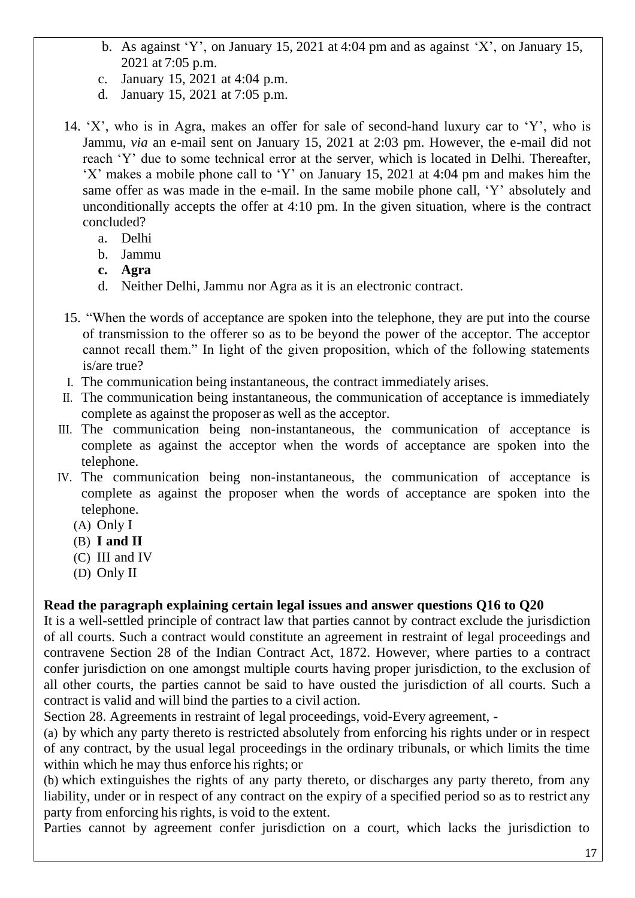b. As against 'Y', on January 15, 2021 at 4:04 pm and as against 'X', on January 15, 2021 at 7:05 p.m.
c. January 15, 2021 at 4:04 p.m.
d. January 15, 2021 at 7:05 p.m.

14. 'X', who is in Agra, makes an offer for sale of second-hand luxury car to 'Y', who is Jammu, *via* an e-mail sent on January 15, 2021 at 2:03 pm. However, the e-mail did not reach 'Y' due to some technical error at the server, which is located in Delhi. Thereafter, 'X' makes a mobile phone call to 'Y' on January 15, 2021 at 4:04 pm and makes him the same offer as was made in the e-mail. In the same mobile phone call, 'Y' absolutely and unconditionally accepts the offer at 4:10 pm. In the given situation, where is the contract concluded?
   a. Delhi
   b. Jammu
   **c. Agra**
   d. Neither Delhi, Jammu nor Agra as it is an electronic contract.

15. "When the words of acceptance are spoken into the telephone, they are put into the course of transmission to the offerer so as to be beyond the power of the acceptor. The acceptor cannot recall them." In light of the given proposition, which of the following statements is/are true?
   I. The communication being instantaneous, the contract immediately arises.
   II. The communication being instantaneous, the communication of acceptance is immediately complete as against the proposer as well as the acceptor.
   III. The communication being non-instantaneous, the communication of acceptance is complete as against the acceptor when the words of acceptance are spoken into the telephone.
   IV. The communication being non-instantaneous, the communication of acceptance is complete as against the proposer when the words of acceptance are spoken into the telephone.
   (A) Only I
   (B) **I and II**
   (C) III and IV
   (D) Only II

**Read the paragraph explaining certain legal issues and answer questions Q16 to Q20**

It is a well-settled principle of contract law that parties cannot by contract exclude the jurisdiction of all courts. Such a contract would constitute an agreement in restraint of legal proceedings and contravene Section 28 of the Indian Contract Act, 1872. However, where parties to a contract confer jurisdiction on one amongst multiple courts having proper jurisdiction, to the exclusion of all other courts, the parties cannot be said to have ousted the jurisdiction of all courts. Such a contract is valid and will bind the parties to a civil action.

Section 28. Agreements in restraint of legal proceedings, void-Every agreement, -

(a) by which any party thereto is restricted absolutely from enforcing his rights under or in respect of any contract, by the usual legal proceedings in the ordinary tribunals, or which limits the time within which he may thus enforce his rights; or

(b) which extinguishes the rights of any party thereto, or discharges any party thereto, from any liability, under or in respect of any contract on the expiry of a specified period so as to restrict any party from enforcing his rights, is void to the extent.

Parties cannot by agreement confer jurisdiction on a court, which lacks the jurisdiction to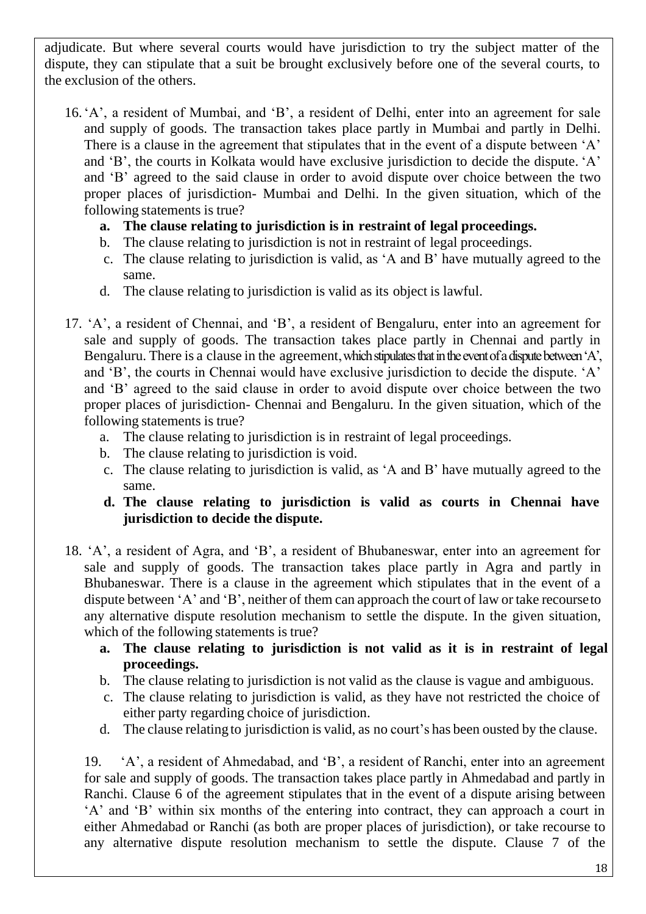adjudicate. But where several courts would have jurisdiction to try the subject matter of the dispute, they can stipulate that a suit be brought exclusively before one of the several courts, to the exclusion of the others.

16. 'A', a resident of Mumbai, and 'B', a resident of Delhi, enter into an agreement for sale and supply of goods. The transaction takes place partly in Mumbai and partly in Delhi. There is a clause in the agreement that stipulates that in the event of a dispute between 'A' and 'B', the courts in Kolkata would have exclusive jurisdiction to decide the dispute. 'A' and 'B' agreed to the said clause in order to avoid dispute over choice between the two proper places of jurisdiction- Mumbai and Delhi. In the given situation, which of the following statements is true?
    - **a. The clause relating to jurisdiction is in restraint of legal proceedings.**
    - b. The clause relating to jurisdiction is not in restraint of legal proceedings.
    - c. The clause relating to jurisdiction is valid, as 'A and B' have mutually agreed to the same.
    - d. The clause relating to jurisdiction is valid as its object is lawful.

17. 'A', a resident of Chennai, and 'B', a resident of Bengaluru, enter into an agreement for sale and supply of goods. The transaction takes place partly in Chennai and partly in Bengaluru. There is a clause in the agreement, which stipulates that in the event of a dispute between 'A', and 'B', the courts in Chennai would have exclusive jurisdiction to decide the dispute. 'A' and 'B' agreed to the said clause in order to avoid dispute over choice between the two proper places of jurisdiction- Chennai and Bengaluru. In the given situation, which of the following statements is true?
    - a. The clause relating to jurisdiction is in restraint of legal proceedings.
    - b. The clause relating to jurisdiction is void.
    - c. The clause relating to jurisdiction is valid, as 'A and B' have mutually agreed to the same.
    - **d. The clause relating to jurisdiction is valid as courts in Chennai have jurisdiction to decide the dispute.**

18. 'A', a resident of Agra, and 'B', a resident of Bhubaneswar, enter into an agreement for sale and supply of goods. The transaction takes place partly in Agra and partly in Bhubaneswar. There is a clause in the agreement which stipulates that in the event of a dispute between 'A' and 'B', neither of them can approach the court of law or take recourse to any alternative dispute resolution mechanism to settle the dispute. In the given situation, which of the following statements is true?
    - **a. The clause relating to jurisdiction is not valid as it is in restraint of legal proceedings.**
    - b. The clause relating to jurisdiction is not valid as the clause is vague and ambiguous.
    - c. The clause relating to jurisdiction is valid, as they have not restricted the choice of either party regarding choice of jurisdiction.
    - d. The clause relating to jurisdiction is valid, as no court's has been ousted by the clause.

19. 'A', a resident of Ahmedabad, and 'B', a resident of Ranchi, enter into an agreement for sale and supply of goods. The transaction takes place partly in Ahmedabad and partly in Ranchi. Clause 6 of the agreement stipulates that in the event of a dispute arising between 'A' and 'B' within six months of the entering into contract, they can approach a court in either Ahmedabad or Ranchi (as both are proper places of jurisdiction), or take recourse to any alternative dispute resolution mechanism to settle the dispute. Clause 7 of the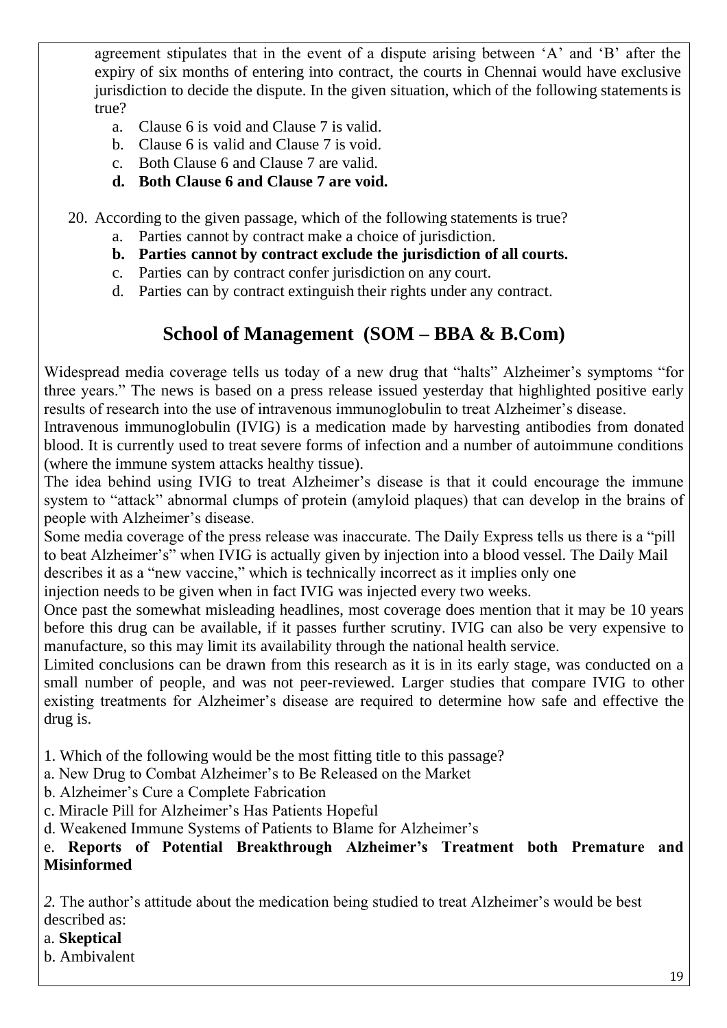agreement stipulates that in the event of a dispute arising between 'A' and 'B' after the expiry of six months of entering into contract, the courts in Chennai would have exclusive jurisdiction to decide the dispute. In the given situation, which of the following statements is true?

a. Clause 6 is void and Clause 7 is valid.
b. Clause 6 is valid and Clause 7 is void.
c. Both Clause 6 and Clause 7 are valid.
**d. Both Clause 6 and Clause 7 are void.**

20. According to the given passage, which of the following statements is true?

a. Parties cannot by contract make a choice of jurisdiction.
**b. Parties cannot by contract exclude the jurisdiction of all courts.**
c. Parties can by contract confer jurisdiction on any court.
d. Parties can by contract extinguish their rights under any contract.

## School of Management (SOM – BBA & B.Com)

Widespread media coverage tells us today of a new drug that "halts" Alzheimer's symptoms "for three years." The news is based on a press release issued yesterday that highlighted positive early results of research into the use of intravenous immunoglobulin to treat Alzheimer's disease.
Intravenous immunoglobulin (IVIG) is a medication made by harvesting antibodies from donated blood. It is currently used to treat severe forms of infection and a number of autoimmune conditions (where the immune system attacks healthy tissue).
The idea behind using IVIG to treat Alzheimer's disease is that it could encourage the immune system to "attack" abnormal clumps of protein (amyloid plaques) that can develop in the brains of people with Alzheimer's disease.
Some media coverage of the press release was inaccurate. The Daily Express tells us there is a "pill to beat Alzheimer's" when IVIG is actually given by injection into a blood vessel. The Daily Mail describes it as a "new vaccine," which is technically incorrect as it implies only one injection needs to be given when in fact IVIG was injected every two weeks.
Once past the somewhat misleading headlines, most coverage does mention that it may be 10 years before this drug can be available, if it passes further scrutiny. IVIG can also be very expensive to manufacture, so this may limit its availability through the national health service.
Limited conclusions can be drawn from this research as it is in its early stage, was conducted on a small number of people, and was not peer-reviewed. Larger studies that compare IVIG to other existing treatments for Alzheimer's disease are required to determine how safe and effective the drug is.

1. Which of the following would be the most fitting title to this passage?
a. New Drug to Combat Alzheimer's to Be Released on the Market
b. Alzheimer's Cure a Complete Fabrication
c. Miracle Pill for Alzheimer's Has Patients Hopeful
d. Weakened Immune Systems of Patients to Blame for Alzheimer's
e. **Reports of Potential Breakthrough Alzheimer's Treatment both Premature and Misinformed**

*2.* The author's attitude about the medication being studied to treat Alzheimer's would be best described as:
a. **Skeptical**
b. Ambivalent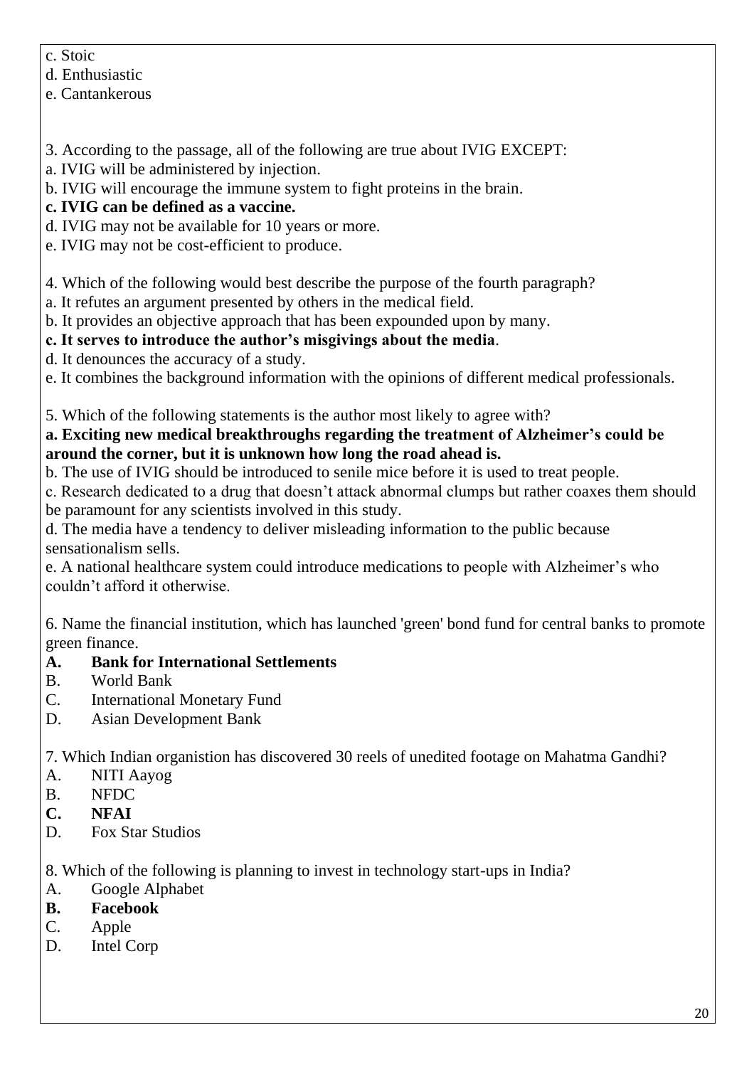c. Stoic
d. Enthusiastic
e. Cantankerous

3. According to the passage, all of the following are true about IVIG EXCEPT:
a. IVIG will be administered by injection.
b. IVIG will encourage the immune system to fight proteins in the brain.
**c. IVIG can be defined as a vaccine.**
d. IVIG may not be available for 10 years or more.
e. IVIG may not be cost-efficient to produce.

4. Which of the following would best describe the purpose of the fourth paragraph?
a. It refutes an argument presented by others in the medical field.
b. It provides an objective approach that has been expounded upon by many.
**c. It serves to introduce the author's misgivings about the media**.
d. It denounces the accuracy of a study.
e. It combines the background information with the opinions of different medical professionals.

5. Which of the following statements is the author most likely to agree with?
**a. Exciting new medical breakthroughs regarding the treatment of Alzheimer's could be around the corner, but it is unknown how long the road ahead is.**
b. The use of IVIG should be introduced to senile mice before it is used to treat people.
c. Research dedicated to a drug that doesn't attack abnormal clumps but rather coaxes them should be paramount for any scientists involved in this study.
d. The media have a tendency to deliver misleading information to the public because sensationalism sells.
e. A national healthcare system could introduce medications to people with Alzheimer's who couldn't afford it otherwise.

6. Name the financial institution, which has launched 'green' bond fund for central banks to promote green finance.
**A. Bank for International Settlements**
B. World Bank
C. International Monetary Fund
D. Asian Development Bank

7. Which Indian organistion has discovered 30 reels of unedited footage on Mahatma Gandhi?
A. NITI Aayog
B. NFDC
**C. NFAI**
D. Fox Star Studios

8. Which of the following is planning to invest in technology start-ups in India?
A. Google Alphabet
**B. Facebook**
C. Apple
D. Intel Corp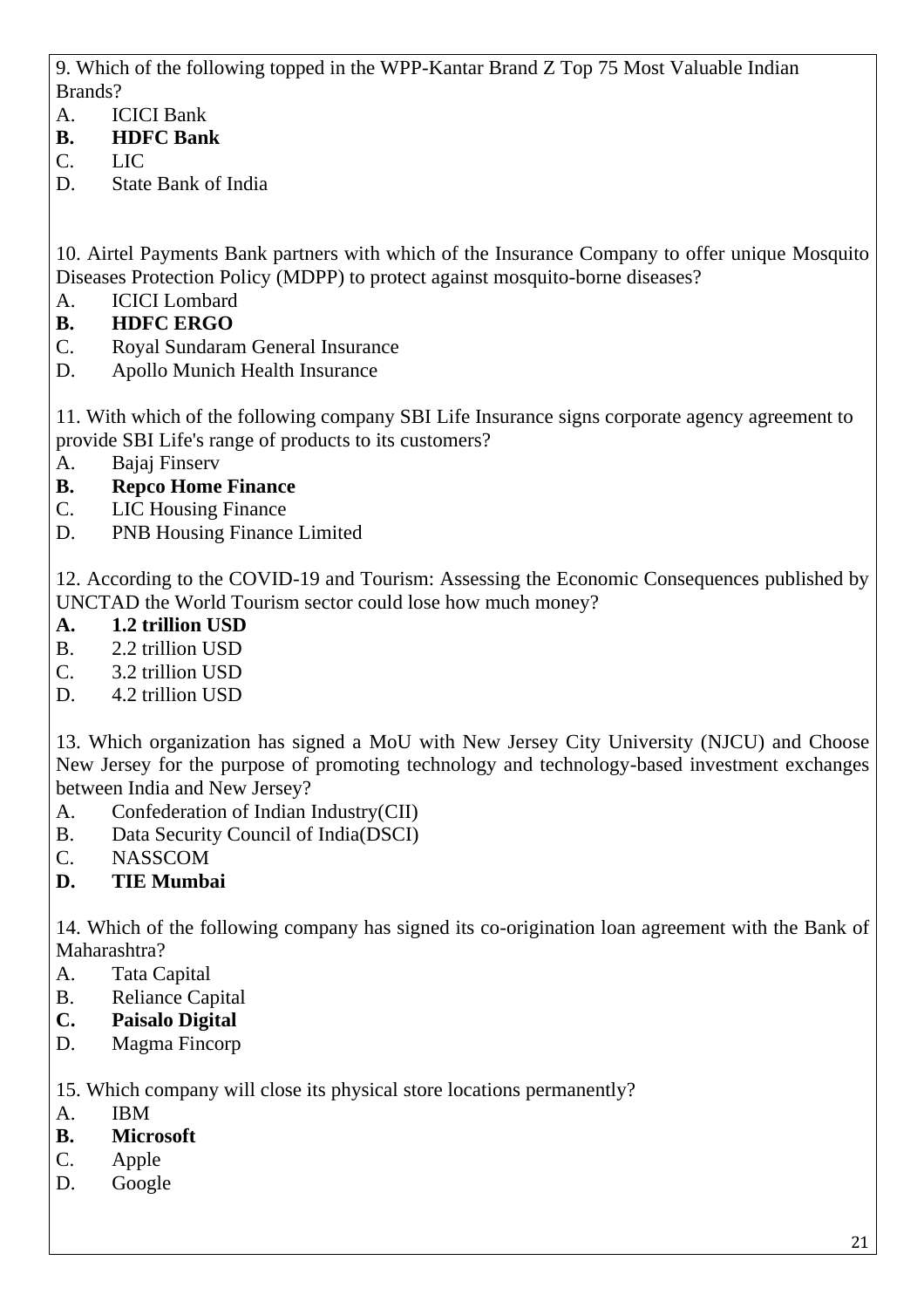9. Which of the following topped in the WPP-Kantar Brand Z Top 75 Most Valuable Indian Brands?

A. ICICI Bank
**B. HDFC Bank**
C. LIC
D. State Bank of India

10. Airtel Payments Bank partners with which of the Insurance Company to offer unique Mosquito Diseases Protection Policy (MDPP) to protect against mosquito-borne diseases?

A. ICICI Lombard
**B. HDFC ERGO**
C. Royal Sundaram General Insurance
D. Apollo Munich Health Insurance

11. With which of the following company SBI Life Insurance signs corporate agency agreement to provide SBI Life's range of products to its customers?

A. Bajaj Finserv
**B. Repco Home Finance**
C. LIC Housing Finance
D. PNB Housing Finance Limited

12. According to the COVID-19 and Tourism: Assessing the Economic Consequences published by UNCTAD the World Tourism sector could lose how much money?

**A. 1.2 trillion USD**
B. 2.2 trillion USD
C. 3.2 trillion USD
D. 4.2 trillion USD

13. Which organization has signed a MoU with New Jersey City University (NJCU) and Choose New Jersey for the purpose of promoting technology and technology-based investment exchanges between India and New Jersey?

A. Confederation of Indian Industry(CII)
B. Data Security Council of India(DSCI)
C. NASSCOM
**D. TIE Mumbai**

14. Which of the following company has signed its co-origination loan agreement with the Bank of Maharashtra?

A. Tata Capital
B. Reliance Capital
**C. Paisalo Digital**
D. Magma Fincorp

15. Which company will close its physical store locations permanently?

A. IBM
**B. Microsoft**
C. Apple
D. Google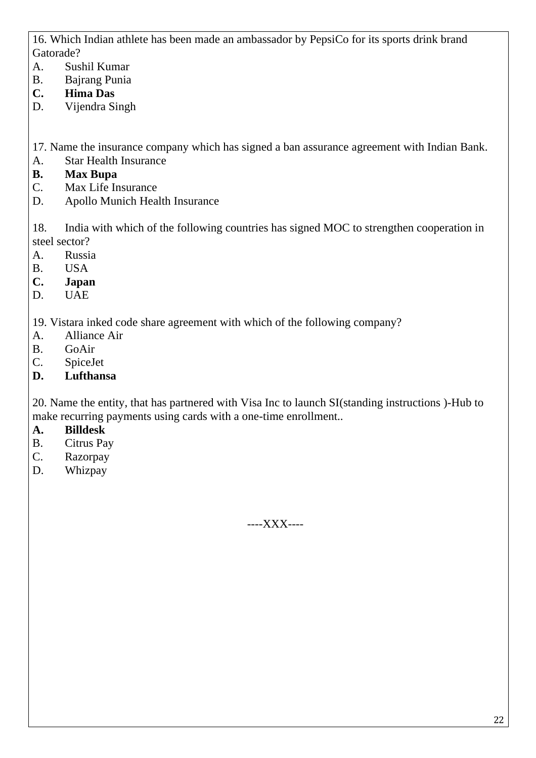16. Which Indian athlete has been made an ambassador by PepsiCo for its sports drink brand Gatorade?

A. Sushil Kumar
B. Bajrang Punia
**C. Hima Das**
D. Vijendra Singh

17. Name the insurance company which has signed a ban assurance agreement with Indian Bank.

A. Star Health Insurance
**B. Max Bupa**
C. Max Life Insurance
D. Apollo Munich Health Insurance

18. India with which of the following countries has signed MOC to strengthen cooperation in steel sector?

A. Russia
B. USA
**C. Japan**
D. UAE

19. Vistara inked code share agreement with which of the following company?

A. Alliance Air
B. GoAir
C. SpiceJet
**D. Lufthansa**

20. Name the entity, that has partnered with Visa Inc to launch SI(standing instructions )-Hub to make recurring payments using cards with a one-time enrollment..

**A. Billdesk**
B. Citrus Pay
C. Razorpay
D. Whizpay

----XXX----